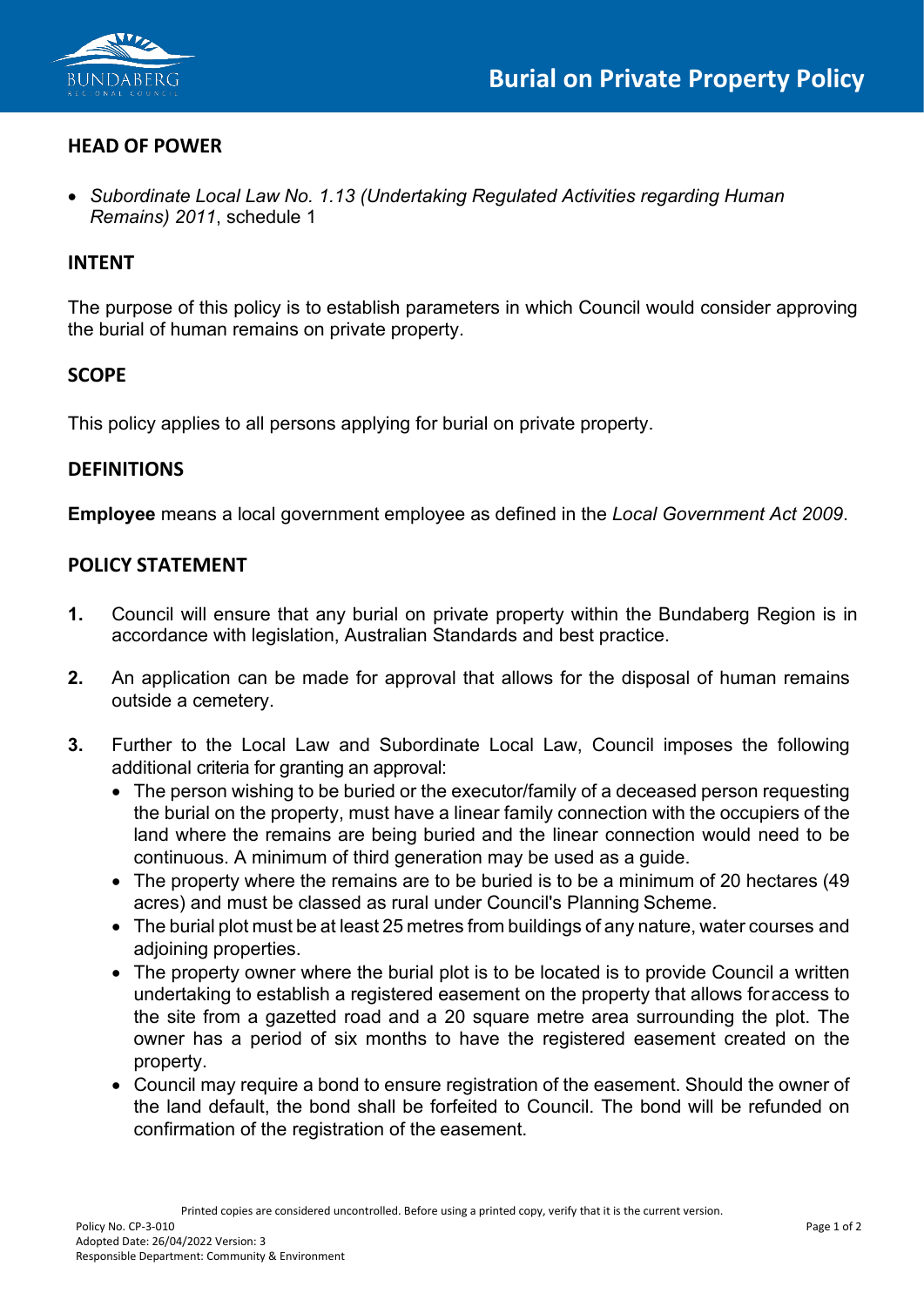// Burial on Private Property Policy

## HEAD OF POWER

- *Subordinate Local Law No. 1.13 (Undertaking Regulated Activities regarding Human Remains) 2011*, schedule 1

## INTENT

The purpose of this policy is to establish parameters in which Council would consider approving the burial of human remains on private property.

## SCOPE

This policy applies to all persons applying for burial on private property.

## DEFINITIONS

**Employee** means a local government employee as defined in the *Local Government Act 2009*.

## POLICY STATEMENT

**1.** Council will ensure that any burial on private property within the Bundaberg Region is in accordance with legislation, Australian Standards and best practice.

**2.** An application can be made for approval that allows for the disposal of human remains outside a cemetery.

**3.** Further to the Local Law and Subordinate Local Law, Council imposes the following additional criteria for granting an approval:

- The person wishing to be buried or the executor/family of a deceased person requesting the burial on the property, must have a linear family connection with the occupiers of the land where the remains are being buried and the linear connection would need to be continuous. A minimum of third generation may be used as a guide.
- The property where the remains are to be buried is to be a minimum of 20 hectares (49 acres) and must be classed as rural under Council's Planning Scheme.
- The burial plot must be at least 25 metres from buildings of any nature, water courses and adjoining properties.
- The property owner where the burial plot is to be located is to provide Council a written undertaking to establish a registered easement on the property that allows for access to the site from a gazetted road and a 20 square metre area surrounding the plot. The owner has a period of six months to have the registered easement created on the property.
- Council may require a bond to ensure registration of the easement. Should the owner of the land default, the bond shall be forfeited to Council. The bond will be refunded on confirmation of the registration of the easement.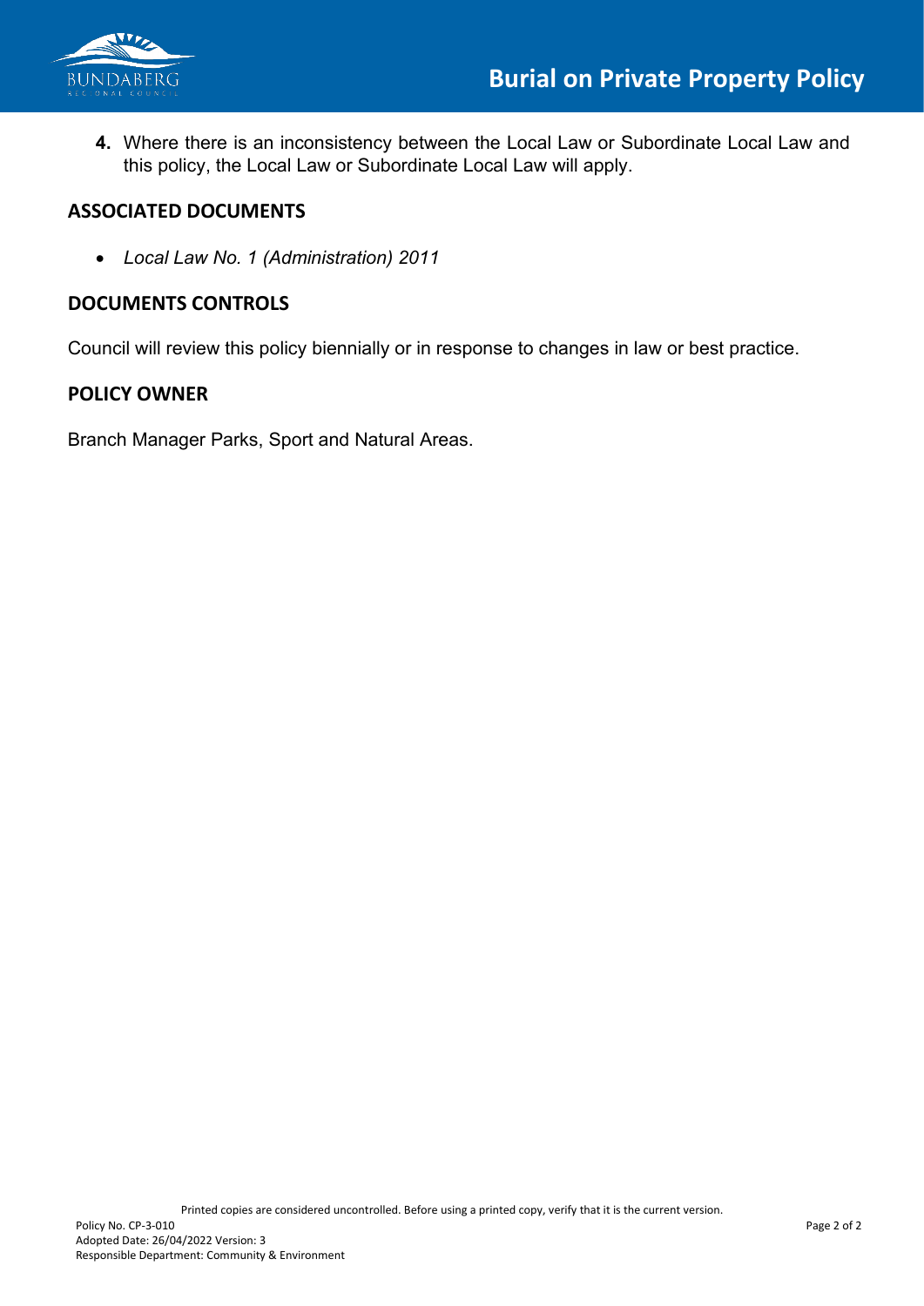4. Where there is an inconsistency between the Local Law or Subordinate Local Law and this policy, the Local Law or Subordinate Local Law will apply.

## ASSOCIATED DOCUMENTS

- *Local Law No. 1 (Administration) 2011*

## DOCUMENTS CONTROLS

Council will review this policy biennially or in response to changes in law or best practice.

## POLICY OWNER

Branch Manager Parks, Sport and Natural Areas.